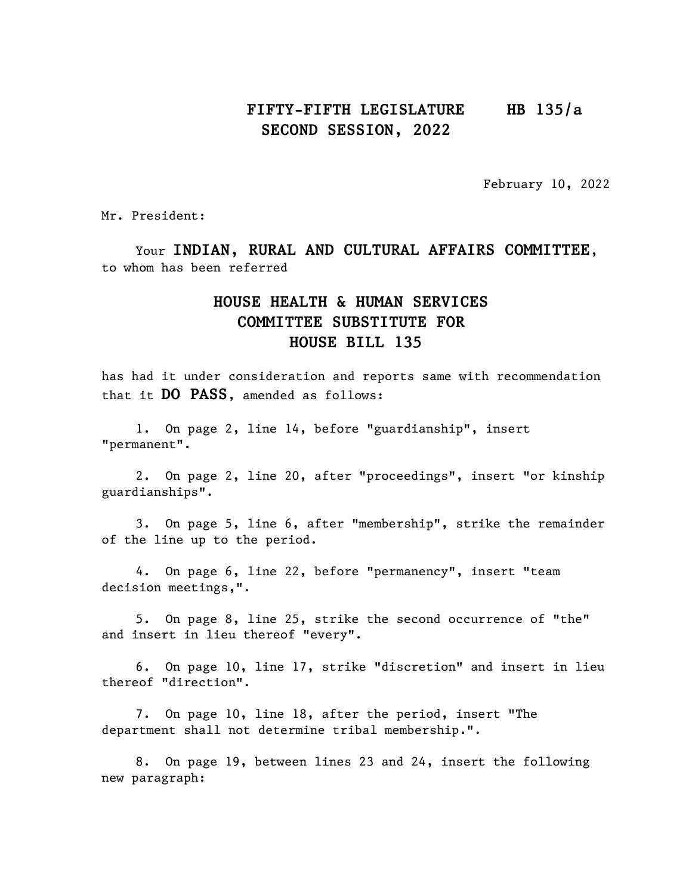**FIFTY-FIFTH LEGISLATURE HB 135/a**
**SECOND SESSION, 2022**

February 10, 2022

Mr. President:

Your **INDIAN, RURAL AND CULTURAL AFFAIRS COMMITTEE**, to whom has been referred

**HOUSE HEALTH & HUMAN SERVICES COMMITTEE SUBSTITUTE FOR HOUSE BILL 135**

has had it under consideration and reports same with recommendation that it **DO PASS**, amended as follows:

1. On page 2, line 14, before "guardianship", insert "permanent".

2. On page 2, line 20, after "proceedings", insert "or kinship guardianships".

3. On page 5, line 6, after "membership", strike the remainder of the line up to the period.

4. On page 6, line 22, before "permanency", insert "team decision meetings,".

5. On page 8, line 25, strike the second occurrence of "the" and insert in lieu thereof "every".

6. On page 10, line 17, strike "discretion" and insert in lieu thereof "direction".

7. On page 10, line 18, after the period, insert "The department shall not determine tribal membership.".

8. On page 19, between lines 23 and 24, insert the following new paragraph: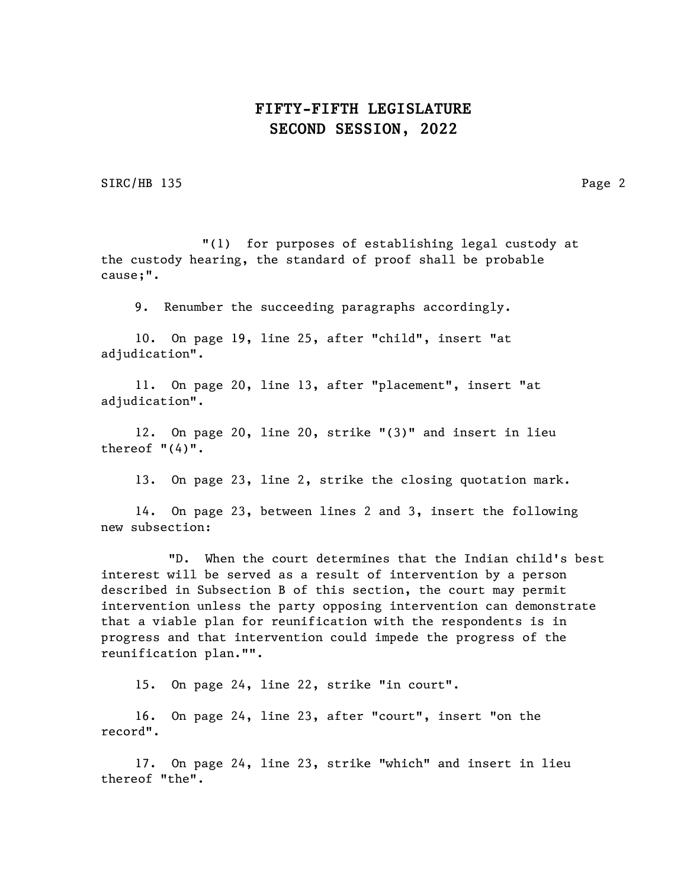"(1) for purposes of establishing legal custody at the custody hearing, the standard of proof shall be probable cause;".

9. Renumber the succeeding paragraphs accordingly.

10. On page 19, line 25, after "child", insert "at adjudication".

11. On page 20, line 13, after "placement", insert "at adjudication".

12. On page 20, line 20, strike "(3)" and insert in lieu thereof "(4)".

13. On page 23, line 2, strike the closing quotation mark.

14. On page 23, between lines 2 and 3, insert the following new subsection:

"D. When the court determines that the Indian child's best interest will be served as a result of intervention by a person described in Subsection B of this section, the court may permit intervention unless the party opposing intervention can demonstrate that a viable plan for reunification with the respondents is in progress and that intervention could impede the progress of the reunification plan."".

15. On page 24, line 22, strike "in court".

16. On page 24, line 23, after "court", insert "on the record".

17. On page 24, line 23, strike "which" and insert in lieu thereof "the".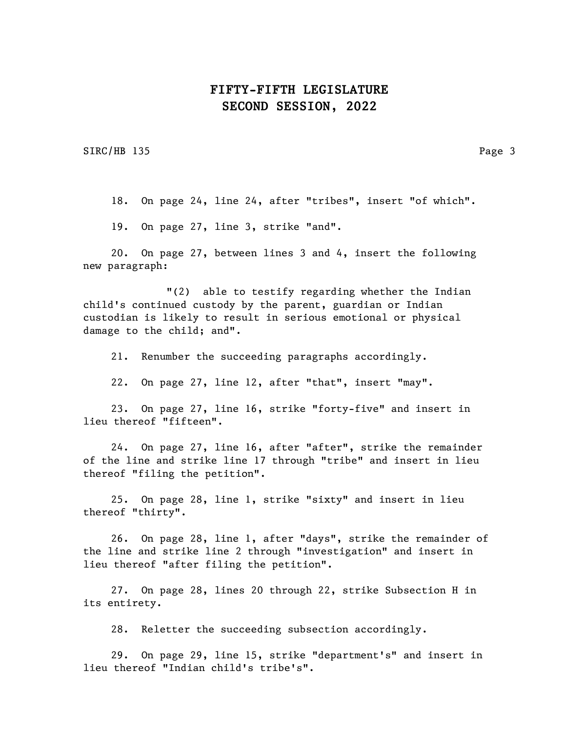18. On page 24, line 24, after "tribes", insert "of which".

19. On page 27, line 3, strike "and".

20. On page 27, between lines 3 and 4, insert the following new paragraph:

"(2) able to testify regarding whether the Indian child's continued custody by the parent, guardian or Indian custodian is likely to result in serious emotional or physical damage to the child; and".

21. Renumber the succeeding paragraphs accordingly.

22. On page 27, line 12, after "that", insert "may".

23. On page 27, line 16, strike "forty-five" and insert in lieu thereof "fifteen".

24. On page 27, line 16, after "after", strike the remainder of the line and strike line 17 through "tribe" and insert in lieu thereof "filing the petition".

25. On page 28, line 1, strike "sixty" and insert in lieu thereof "thirty".

26. On page 28, line 1, after "days", strike the remainder of the line and strike line 2 through "investigation" and insert in lieu thereof "after filing the petition".

27. On page 28, lines 20 through 22, strike Subsection H in its entirety.

28. Reletter the succeeding subsection accordingly.

29. On page 29, line 15, strike "department's" and insert in lieu thereof "Indian child's tribe's".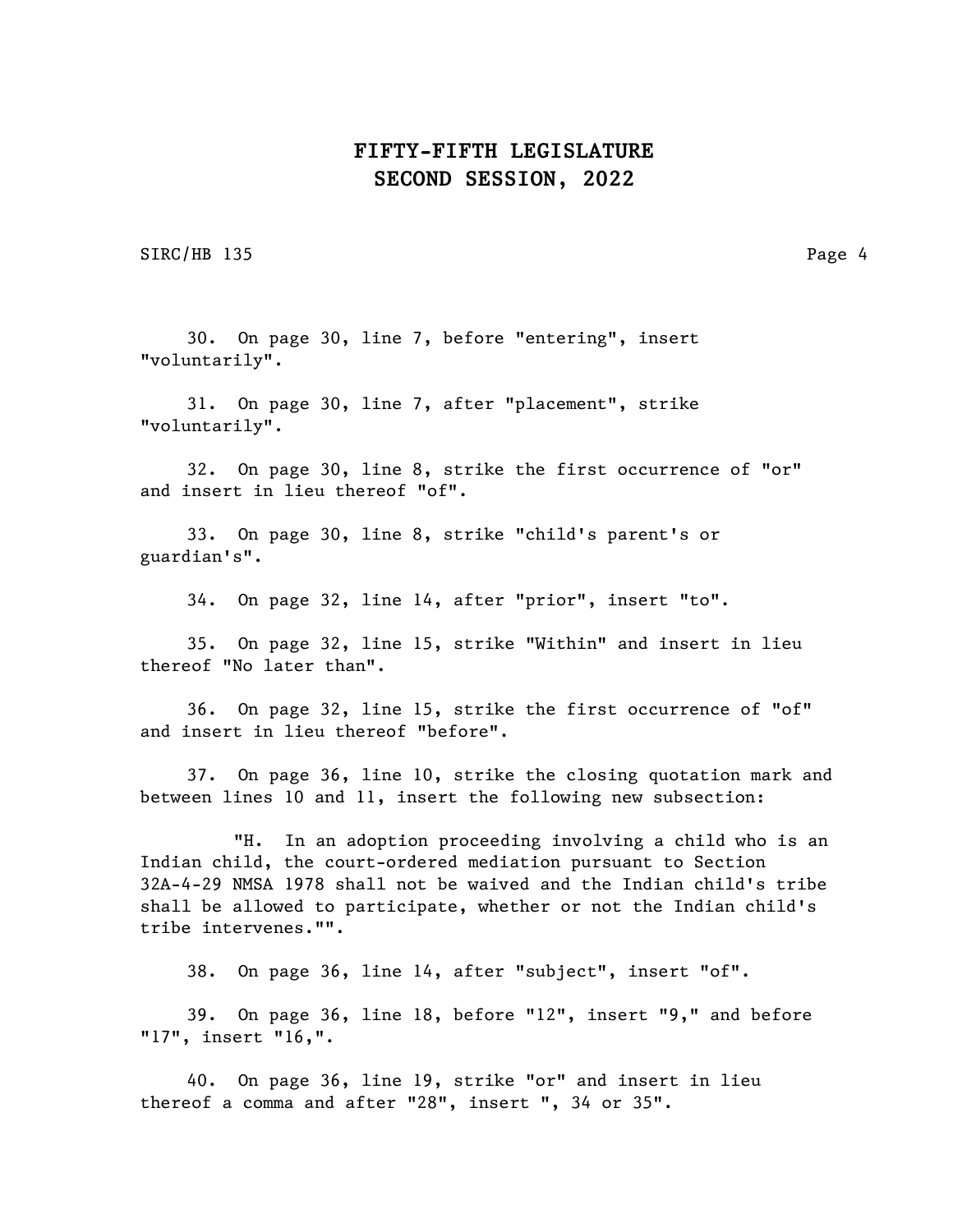30. On page 30, line 7, before "entering", insert "voluntarily".

31. On page 30, line 7, after "placement", strike "voluntarily".

32. On page 30, line 8, strike the first occurrence of "or" and insert in lieu thereof "of".

33. On page 30, line 8, strike "child's parent's or guardian's".

34. On page 32, line 14, after "prior", insert "to".

35. On page 32, line 15, strike "Within" and insert in lieu thereof "No later than".

36. On page 32, line 15, strike the first occurrence of "of" and insert in lieu thereof "before".

37. On page 36, line 10, strike the closing quotation mark and between lines 10 and 11, insert the following new subsection:

"H. In an adoption proceeding involving a child who is an Indian child, the court-ordered mediation pursuant to Section 32A-4-29 NMSA 1978 shall not be waived and the Indian child's tribe shall be allowed to participate, whether or not the Indian child's tribe intervenes."".

38. On page 36, line 14, after "subject", insert "of".

39. On page 36, line 18, before "12", insert "9," and before "17", insert "16,".

40. On page 36, line 19, strike "or" and insert in lieu thereof a comma and after "28", insert ", 34 or 35".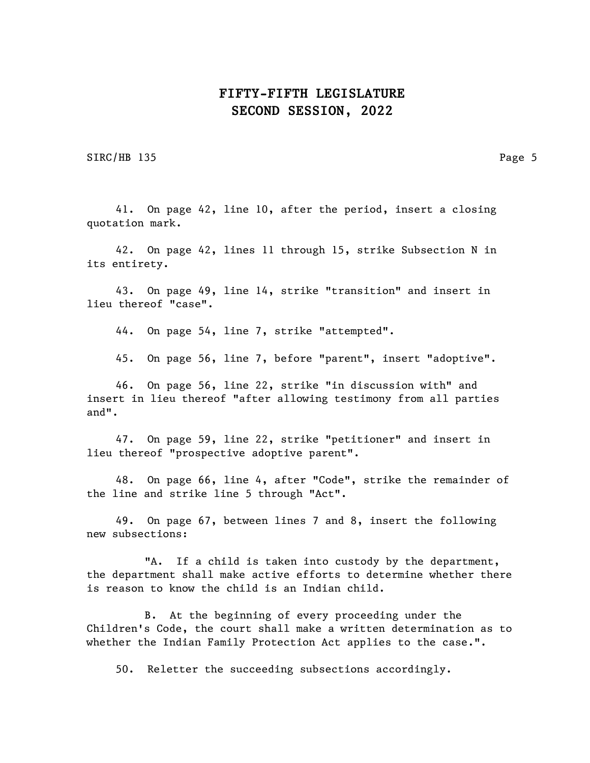41. On page 42, line 10, after the period, insert a closing quotation mark.

42. On page 42, lines 11 through 15, strike Subsection N in its entirety.

43. On page 49, line 14, strike "transition" and insert in lieu thereof "case".

44. On page 54, line 7, strike "attempted".

45. On page 56, line 7, before "parent", insert "adoptive".

46. On page 56, line 22, strike "in discussion with" and insert in lieu thereof "after allowing testimony from all parties and".

47. On page 59, line 22, strike "petitioner" and insert in lieu thereof "prospective adoptive parent".

48. On page 66, line 4, after "Code", strike the remainder of the line and strike line 5 through "Act".

49. On page 67, between lines 7 and 8, insert the following new subsections:

"A. If a child is taken into custody by the department, the department shall make active efforts to determine whether there is reason to know the child is an Indian child.

B. At the beginning of every proceeding under the Children's Code, the court shall make a written determination as to whether the Indian Family Protection Act applies to the case.".

50. Reletter the succeeding subsections accordingly.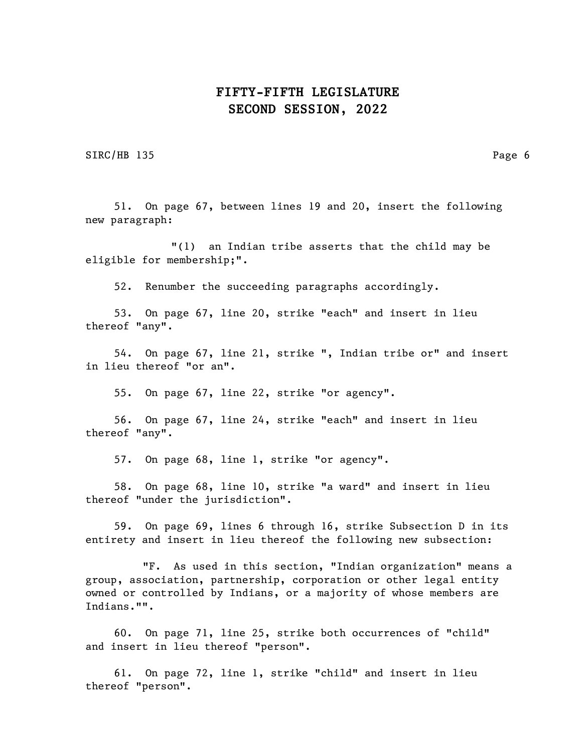51. On page 67, between lines 19 and 20, insert the following new paragraph:

"(1) an Indian tribe asserts that the child may be eligible for membership;".

52. Renumber the succeeding paragraphs accordingly.

53. On page 67, line 20, strike "each" and insert in lieu thereof "any".

54. On page 67, line 21, strike ", Indian tribe or" and insert in lieu thereof "or an".

55. On page 67, line 22, strike "or agency".

56. On page 67, line 24, strike "each" and insert in lieu thereof "any".

57. On page 68, line 1, strike "or agency".

58. On page 68, line 10, strike "a ward" and insert in lieu thereof "under the jurisdiction".

59. On page 69, lines 6 through 16, strike Subsection D in its entirety and insert in lieu thereof the following new subsection:

"F. As used in this section, "Indian organization" means a group, association, partnership, corporation or other legal entity owned or controlled by Indians, or a majority of whose members are Indians."".

60. On page 71, line 25, strike both occurrences of "child" and insert in lieu thereof "person".

61. On page 72, line 1, strike "child" and insert in lieu thereof "person".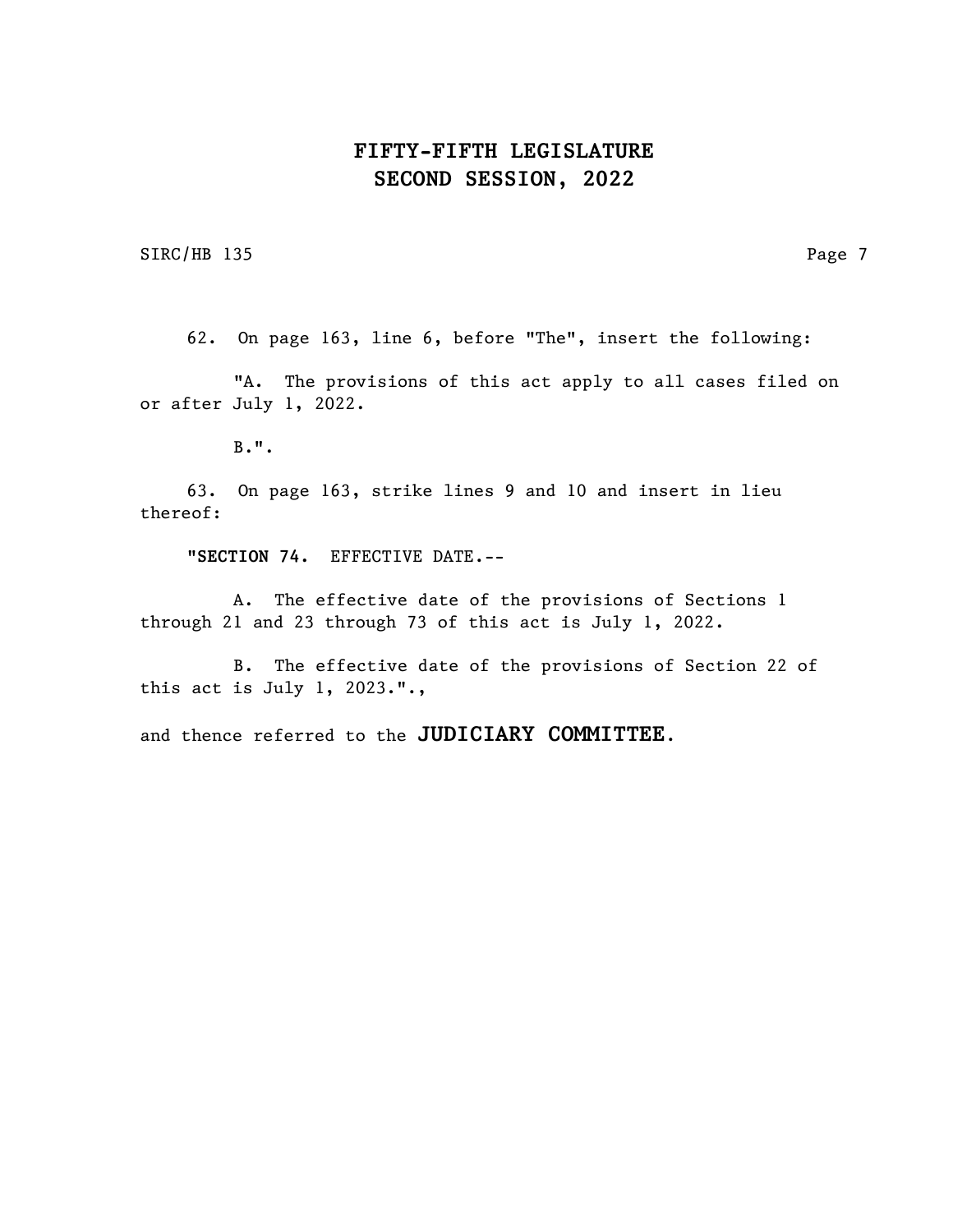62. On page 163, line 6, before "The", insert the following:

"A. The provisions of this act apply to all cases filed on or after July 1, 2022.

B.".

63. On page 163, strike lines 9 and 10 and insert in lieu thereof:

"**SECTION 74.** EFFECTIVE DATE.--

A. The effective date of the provisions of Sections 1 through 21 and 23 through 73 of this act is July 1, 2022.

B. The effective date of the provisions of Section 22 of this act is July 1, 2023.",

and thence referred to the **JUDICIARY COMMITTEE**.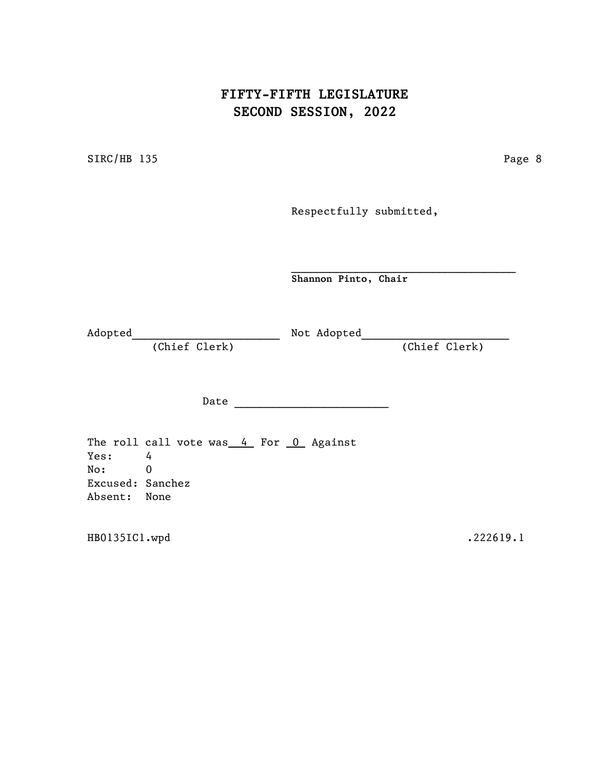# FIFTY-FIFTH LEGISLATURE
# SECOND SESSION, 2022

SIRC/HB 135

Respectfully submitted,

___________________________________
**Shannon Pinto, Chair**

Adopted_______________________ Not Adopted_______________________
(Chief Clerk) (Chief Clerk)

Date ________________________

The roll call vote was 4 For 0 Against
Yes: 4
No: 0
Excused: Sanchez
Absent: None

HB0135IC1.wpd .222619.1